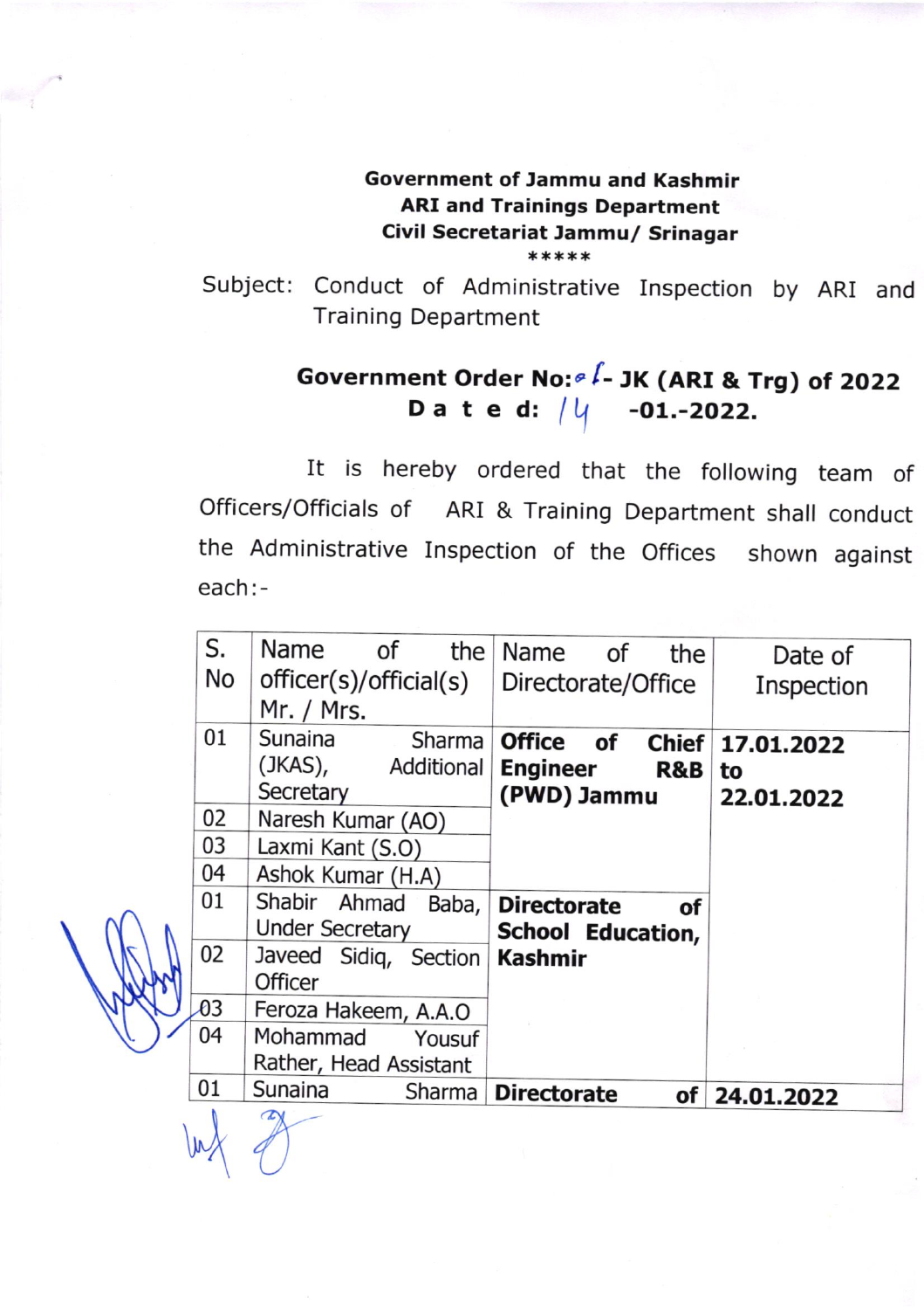**Government of Jammu and Kashmir**
**ARI and Trainings Department**
**Civil Secretariat Jammu/ Srinagar**
\*\*\*\*\*

Subject: Conduct of Administrative Inspection by ARI and Training Department

**Government Order No: 01- JK (ARI & Trg) of 2022**
**Dated: 14 -01.-2022.**

It is hereby ordered that the following team of Officers/Officials of ARI & Training Department shall conduct the Administrative Inspection of the Offices shown against each:-

| S. No | Name of the officer(s)/official(s) Mr. / Mrs. | Name of the Directorate/Office | Date of Inspection |
|---|---|---|---|
| 01 | Sunaina Sharma (JKAS), Additional Secretary | **Office of Chief Engineer R&B (PWD) Jammu** | **17.01.2022 to 22.01.2022** |
| 02 | Naresh Kumar (AO) | | |
| 03 | Laxmi Kant (S.O) | | |
| 04 | Ashok Kumar (H.A) | | |
| 01 | Shabir Ahmad Baba, Under Secretary | **Directorate of School Education, Kashmir** | |
| 02 | Javeed Sidiq, Section Officer | | |
| 03 | Feroza Hakeem, A.A.O | | |
| 04 | Mohammad Yousuf Rather, Head Assistant | | |
| 01 | Sunaina Sharma | **Directorate of** | **24.01.2022** |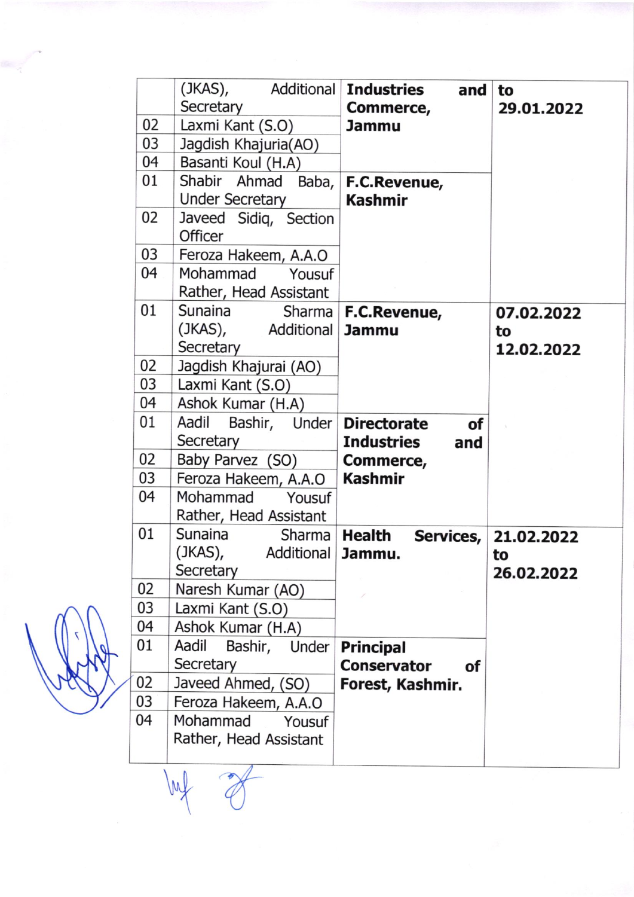| | | | |
|---|---|---|---|
| | (JKAS), Additional Secretary | **Industries and Commerce, Jammu** | **to 29.01.2022** |
| 02 | Laxmi Kant (S.O) | | |
| 03 | Jagdish Khajuria(AO) | | |
| 04 | Basanti Koul (H.A) | | |
| 01 | Shabir Ahmad Baba, Under Secretary | **F.C.Revenue, Kashmir** | |
| 02 | Javeed Sidiq, Section Officer | | |
| 03 | Feroza Hakeem, A.A.O | | |
| 04 | Mohammad Yousuf Rather, Head Assistant | | |
| 01 | Sunaina Sharma (JKAS), Additional Secretary | **F.C.Revenue, Jammu** | **07.02.2022 to 12.02.2022** |
| 02 | Jagdish Khajurai (AO) | | |
| 03 | Laxmi Kant (S.O) | | |
| 04 | Ashok Kumar (H.A) | | |
| 01 | Aadil Bashir, Under Secretary | **Directorate of Industries and Commerce, Kashmir** | |
| 02 | Baby Parvez (SO) | | |
| 03 | Feroza Hakeem, A.A.O | | |
| 04 | Mohammad Yousuf Rather, Head Assistant | | |
| 01 | Sunaina Sharma (JKAS), Additional Secretary | **Health Services, Jammu.** | **21.02.2022 to 26.02.2022** |
| 02 | Naresh Kumar (AO) | | |
| 03 | Laxmi Kant (S.O) | | |
| 04 | Ashok Kumar (H.A) | | |
| 01 | Aadil Bashir, Under Secretary | **Principal Conservator of Forest, Kashmir.** | |
| 02 | Javeed Ahmed, (SO) | | |
| 03 | Feroza Hakeem, A.A.O | | |
| 04 | Mohammad Yousuf Rather, Head Assistant | | |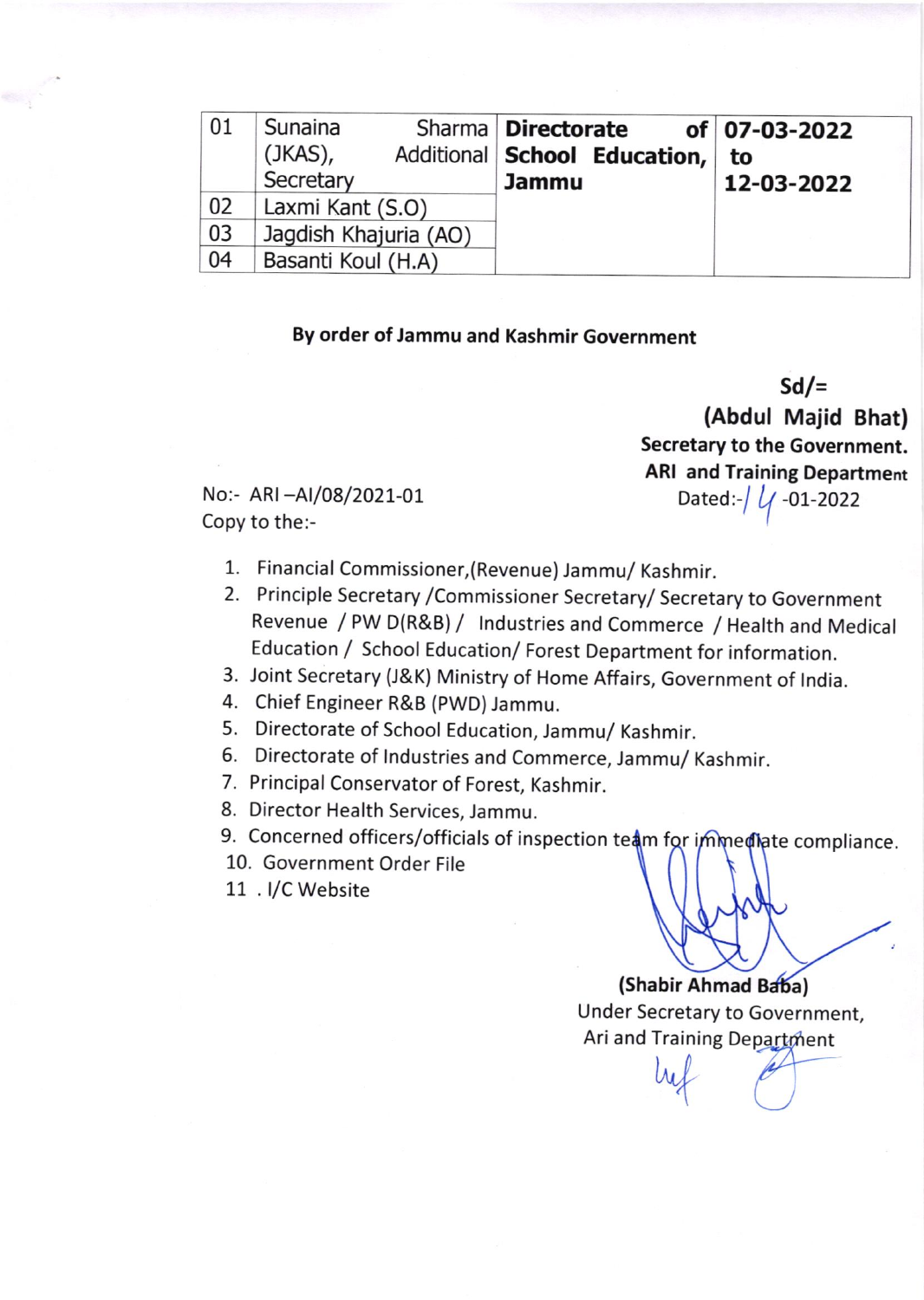| | | | |
|---|---|---|---|
| 01 | Sunaina Sharma (JKAS), Additional Secretary | **Directorate of School Education, Jammu** | **07-03-2022 to 12-03-2022** |
| 02 | Laxmi Kant (S.O) | | |
| 03 | Jagdish Khajuria (AO) | | |
| 04 | Basanti Koul (H.A) | | |

**By order of Jammu and Kashmir Government**

**Sd/=**
**(Abdul Majid Bhat)**
**Secretary to the Government.**
**ARI and Training Department**

No:- ARI –AI/08/2021-01 Dated:-14-01-2022

Copy to the:-

1. Financial Commissioner,(Revenue) Jammu/ Kashmir.
2. Principle Secretary /Commissioner Secretary/ Secretary to Government Revenue / PW D(R&B) / Industries and Commerce / Health and Medical Education / School Education/ Forest Department for information.
3. Joint Secretary (J&K) Ministry of Home Affairs, Government of India.
4. Chief Engineer R&B (PWD) Jammu.
5. Directorate of School Education, Jammu/ Kashmir.
6. Directorate of Industries and Commerce, Jammu/ Kashmir.
7. Principal Conservator of Forest, Kashmir.
8. Director Health Services, Jammu.
9. Concerned officers/officials of inspection team for immediate compliance.
10. Government Order File
11. I/C Website

**(Shabir Ahmad Baba)**
Under Secretary to Government,
Ari and Training Department